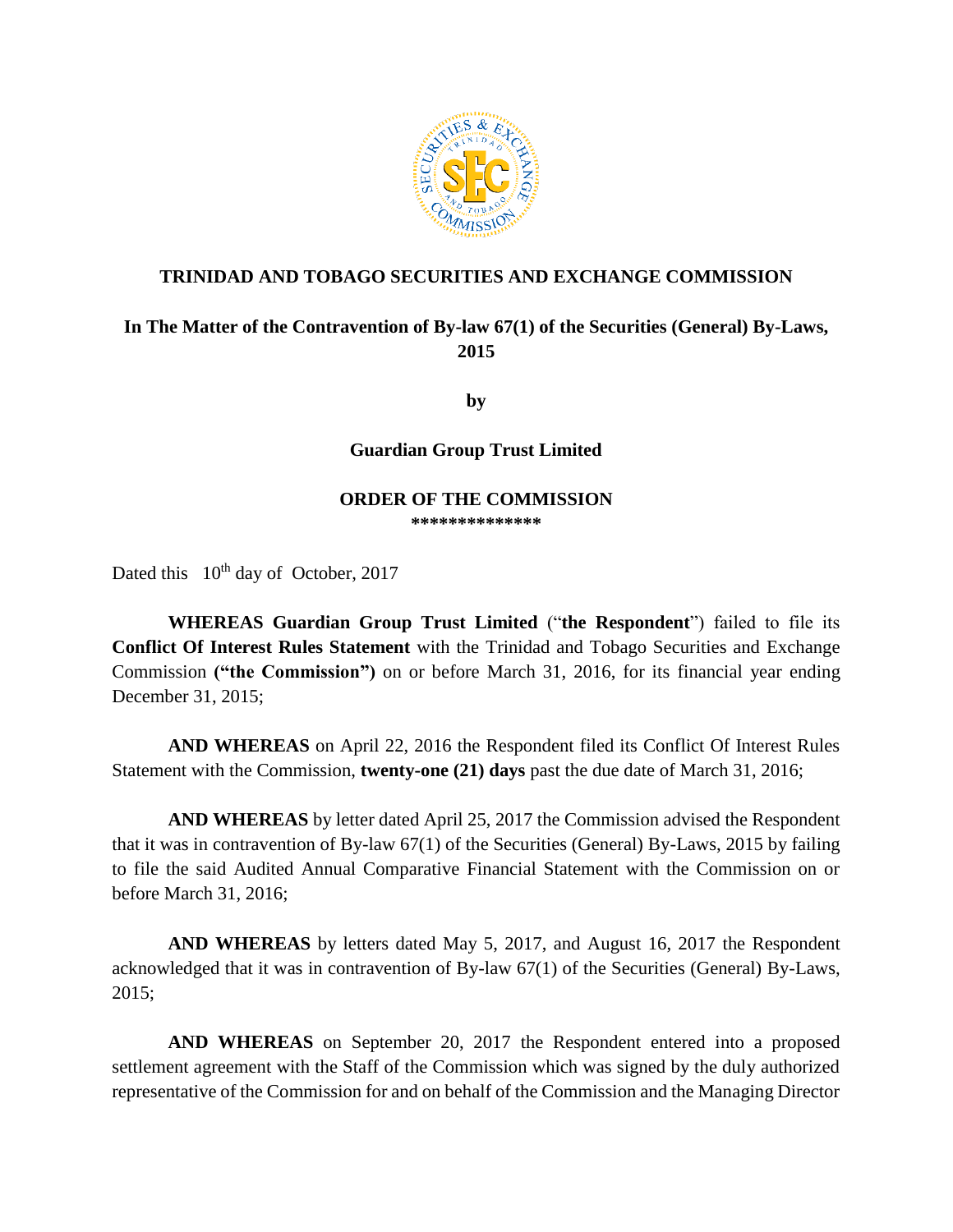# TRINIDAD AND TOBAGO SECURITIES AND EXCHANGE COMMISSION

## In The Matter of the Contravention of By-law 67(1) of the Securities (General) By-Laws, 2015

**by**

**Guardian Group Trust Limited**

**ORDER OF THE COMMISSION**

**\*\*\*\*\*\*\*\*\*\*\*\*\*\***

Dated this 10th day of October, 2017

**WHEREAS Guardian Group Trust Limited** ("**the Respondent**") failed to file its **Conflict Of Interest Rules Statement** with the Trinidad and Tobago Securities and Exchange Commission **("the Commission")** on or before March 31, 2016, for its financial year ending December 31, 2015;

**AND WHEREAS** on April 22, 2016 the Respondent filed its Conflict Of Interest Rules Statement with the Commission, **twenty-one (21) days** past the due date of March 31, 2016;

**AND WHEREAS** by letter dated April 25, 2017 the Commission advised the Respondent that it was in contravention of By-law 67(1) of the Securities (General) By-Laws, 2015 by failing to file the said Audited Annual Comparative Financial Statement with the Commission on or before March 31, 2016;

**AND WHEREAS** by letters dated May 5, 2017, and August 16, 2017 the Respondent acknowledged that it was in contravention of By-law 67(1) of the Securities (General) By-Laws, 2015;

**AND WHEREAS** on September 20, 2017 the Respondent entered into a proposed settlement agreement with the Staff of the Commission which was signed by the duly authorized representative of the Commission for and on behalf of the Commission and the Managing Director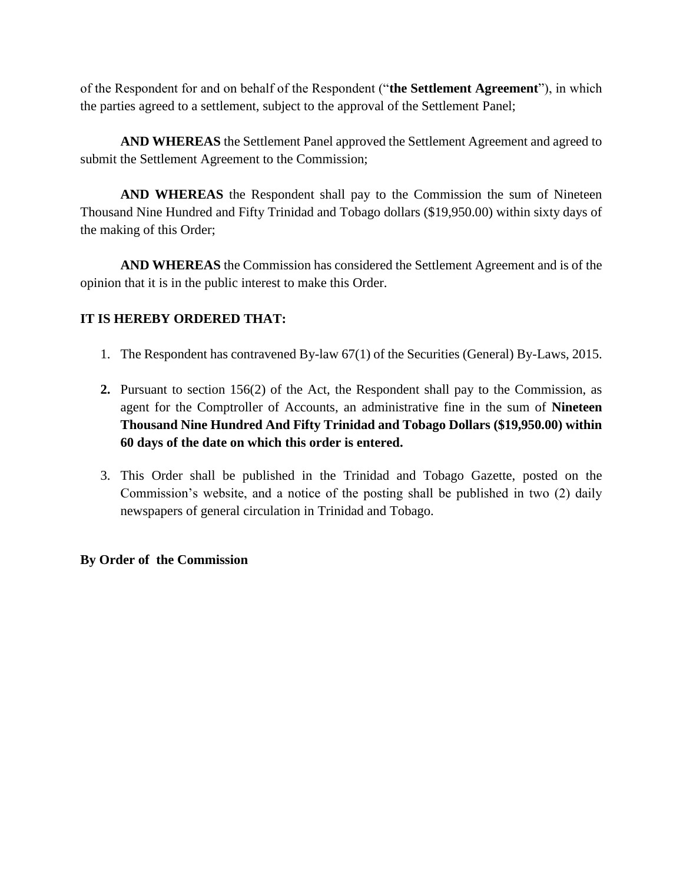of the Respondent for and on behalf of the Respondent ("**the Settlement Agreement**"), in which the parties agreed to a settlement, subject to the approval of the Settlement Panel;

**AND WHEREAS** the Settlement Panel approved the Settlement Agreement and agreed to submit the Settlement Agreement to the Commission;

**AND WHEREAS** the Respondent shall pay to the Commission the sum of Nineteen Thousand Nine Hundred and Fifty Trinidad and Tobago dollars ($19,950.00) within sixty days of the making of this Order;

**AND WHEREAS** the Commission has considered the Settlement Agreement and is of the opinion that it is in the public interest to make this Order.

**IT IS HEREBY ORDERED THAT:**

1. The Respondent has contravened By-law 67(1) of the Securities (General) By-Laws, 2015.

2. Pursuant to section 156(2) of the Act, the Respondent shall pay to the Commission, as agent for the Comptroller of Accounts, an administrative fine in the sum of **Nineteen Thousand Nine Hundred And Fifty Trinidad and Tobago Dollars ($19,950.00) within 60 days of the date on which this order is entered.**

3. This Order shall be published in the Trinidad and Tobago Gazette, posted on the Commission's website, and a notice of the posting shall be published in two (2) daily newspapers of general circulation in Trinidad and Tobago.

**By Order of the Commission**